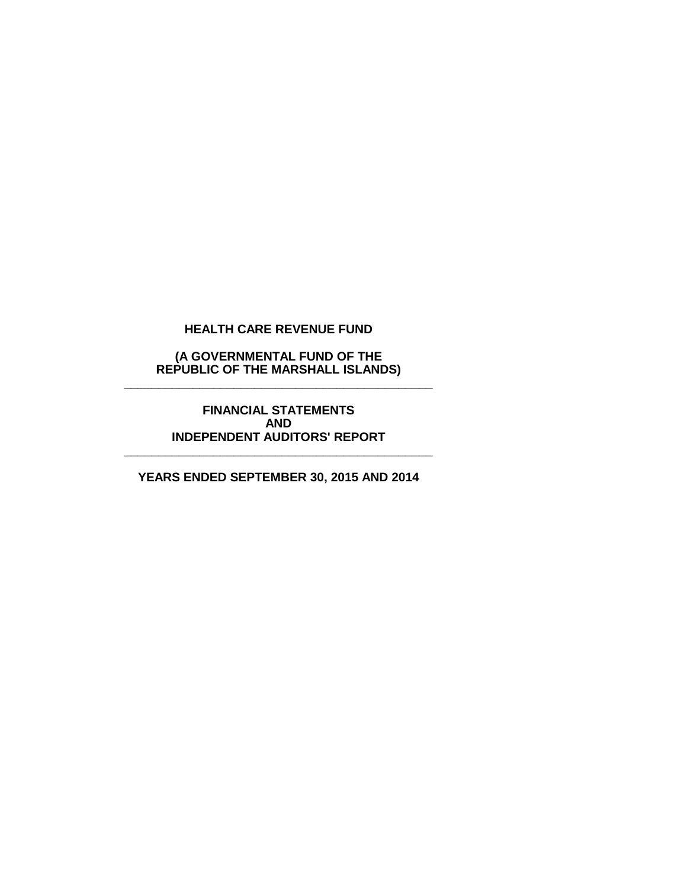# HEALTH CARE REVENUE FUND

## (A GOVERNMENTAL FUND OF THE REPUBLIC OF THE MARSHALL ISLANDS)

---

## FINANCIAL STATEMENTS AND INDEPENDENT AUDITORS' REPORT

---

## YEARS ENDED SEPTEMBER 30, 2015 AND 2014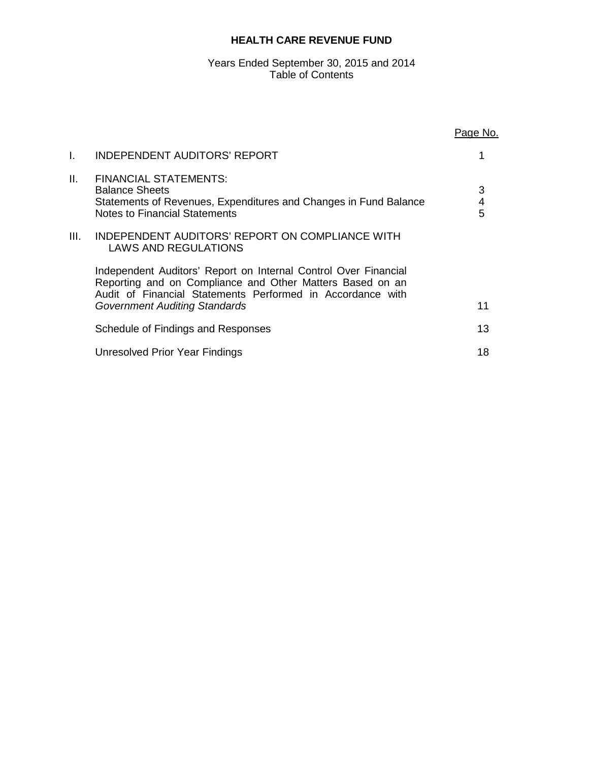# HEALTH CARE REVENUE FUND

Years Ended September 30, 2015 and 2014
Table of Contents

| | | Page No. |
|---|---|---|
| I. | INDEPENDENT AUDITORS' REPORT | 1 |
| II. | FINANCIAL STATEMENTS: | |
| | Balance Sheets | 3 |
| | Statements of Revenues, Expenditures and Changes in Fund Balance | 4 |
| | Notes to Financial Statements | 5 |
| III. | INDEPENDENT AUDITORS' REPORT ON COMPLIANCE WITH LAWS AND REGULATIONS | |
| | Independent Auditors' Report on Internal Control Over Financial Reporting and on Compliance and Other Matters Based on an Audit of Financial Statements Performed in Accordance with *Government Auditing Standards* | 11 |
| | Schedule of Findings and Responses | 13 |
| | Unresolved Prior Year Findings | 18 |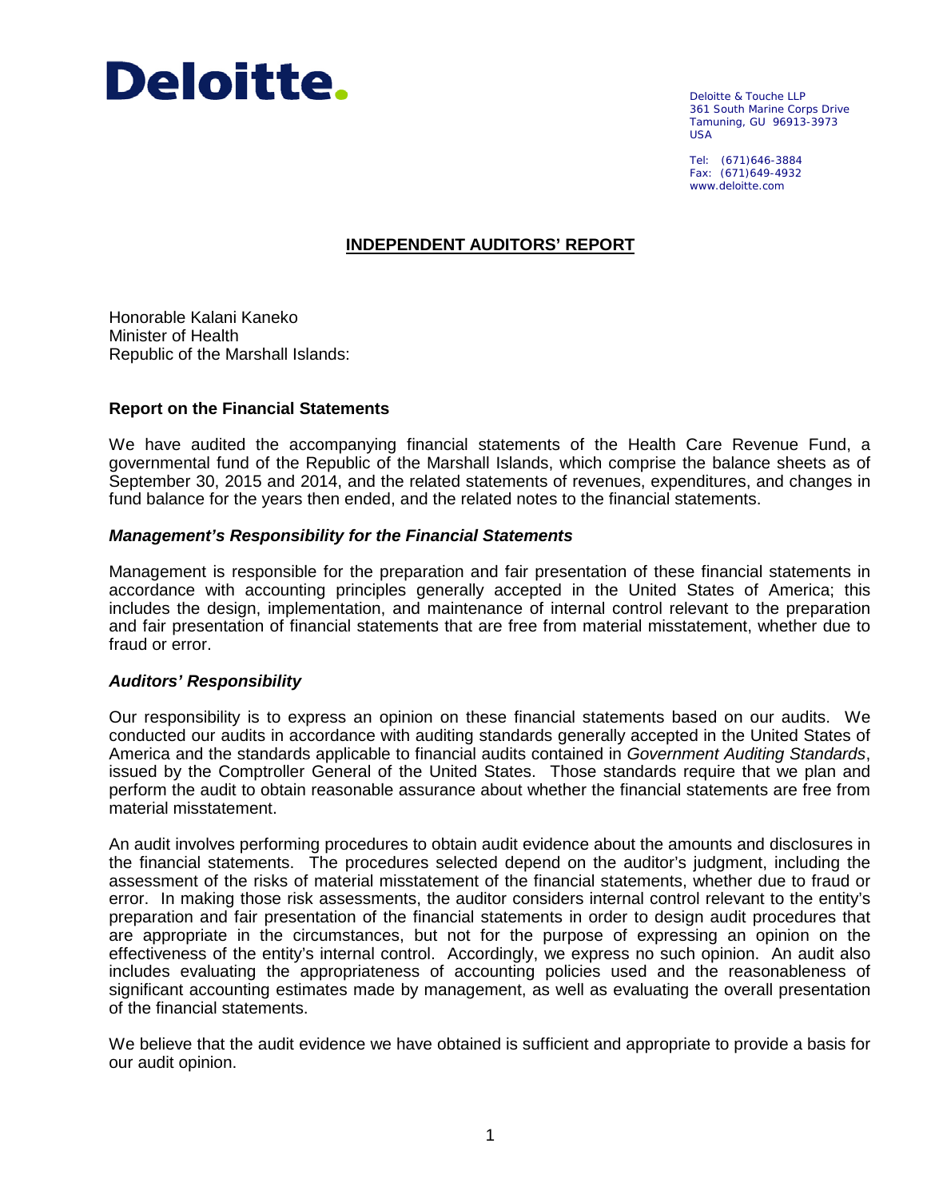Deloitte.

Deloitte & Touche LLP
361 South Marine Corps Drive
Tamuning, GU 96913-3973
USA

Tel: (671)646-3884
Fax: (671)649-4932
www.deloitte.com

## INDEPENDENT AUDITORS' REPORT

Honorable Kalani Kaneko
Minister of Health
Republic of the Marshall Islands:

### Report on the Financial Statements

We have audited the accompanying financial statements of the Health Care Revenue Fund, a governmental fund of the Republic of the Marshall Islands, which comprise the balance sheets as of September 30, 2015 and 2014, and the related statements of revenues, expenditures, and changes in fund balance for the years then ended, and the related notes to the financial statements.

#### *Management's Responsibility for the Financial Statements*

Management is responsible for the preparation and fair presentation of these financial statements in accordance with accounting principles generally accepted in the United States of America; this includes the design, implementation, and maintenance of internal control relevant to the preparation and fair presentation of financial statements that are free from material misstatement, whether due to fraud or error.

#### *Auditors' Responsibility*

Our responsibility is to express an opinion on these financial statements based on our audits. We conducted our audits in accordance with auditing standards generally accepted in the United States of America and the standards applicable to financial audits contained in *Government Auditing Standards*, issued by the Comptroller General of the United States. Those standards require that we plan and perform the audit to obtain reasonable assurance about whether the financial statements are free from material misstatement.

An audit involves performing procedures to obtain audit evidence about the amounts and disclosures in the financial statements. The procedures selected depend on the auditor's judgment, including the assessment of the risks of material misstatement of the financial statements, whether due to fraud or error. In making those risk assessments, the auditor considers internal control relevant to the entity's preparation and fair presentation of the financial statements in order to design audit procedures that are appropriate in the circumstances, but not for the purpose of expressing an opinion on the effectiveness of the entity's internal control. Accordingly, we express no such opinion. An audit also includes evaluating the appropriateness of accounting policies used and the reasonableness of significant accounting estimates made by management, as well as evaluating the overall presentation of the financial statements.

We believe that the audit evidence we have obtained is sufficient and appropriate to provide a basis for our audit opinion.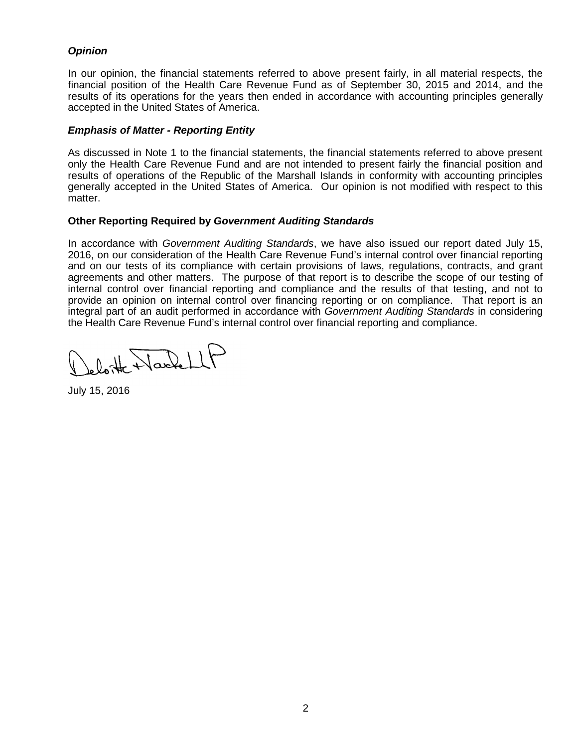***Opinion***

In our opinion, the financial statements referred to above present fairly, in all material respects, the financial position of the Health Care Revenue Fund as of September 30, 2015 and 2014, and the results of its operations for the years then ended in accordance with accounting principles generally accepted in the United States of America.

***Emphasis of Matter - Reporting Entity***

As discussed in Note 1 to the financial statements, the financial statements referred to above present only the Health Care Revenue Fund and are not intended to present fairly the financial position and results of operations of the Republic of the Marshall Islands in conformity with accounting principles generally accepted in the United States of America. Our opinion is not modified with respect to this matter.

**Other Reporting Required by *Government Auditing Standards***

In accordance with *Government Auditing Standards*, we have also issued our report dated July 15, 2016, on our consideration of the Health Care Revenue Fund's internal control over financial reporting and on our tests of its compliance with certain provisions of laws, regulations, contracts, and grant agreements and other matters. The purpose of that report is to describe the scope of our testing of internal control over financial reporting and compliance and the results of that testing, and not to provide an opinion on internal control over financing reporting or on compliance. That report is an integral part of an audit performed in accordance with *Government Auditing Standards* in considering the Health Care Revenue Fund's internal control over financial reporting and compliance.

Deloitte & Touche LLP

July 15, 2016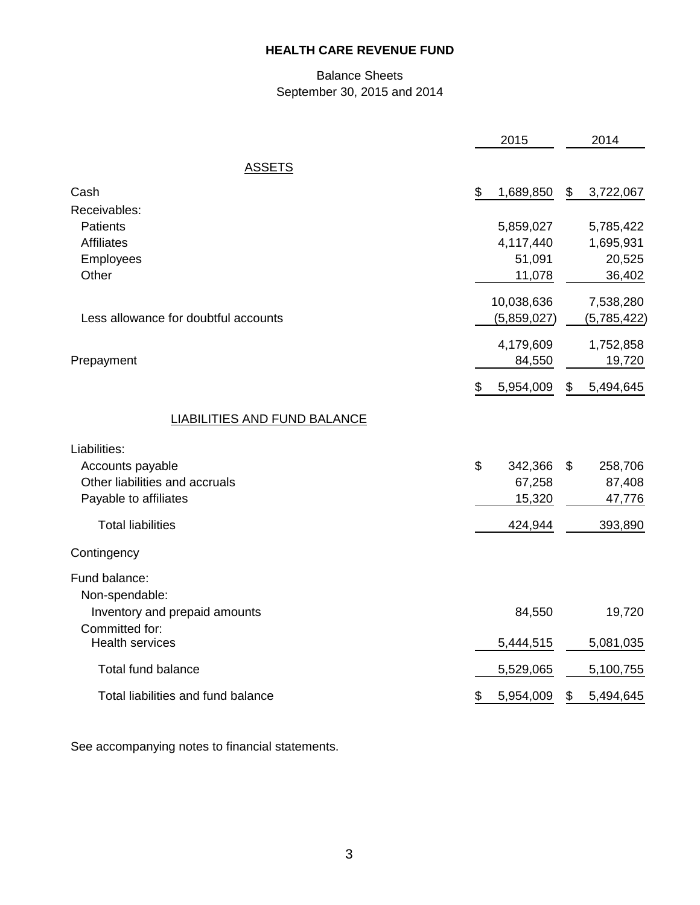# HEALTH CARE REVENUE FUND

Balance Sheets
September 30, 2015 and 2014

| | 2015 | 2014 |
|---|---|---|
| **ASSETS** | | |
| Cash | $ 1,689,850 | $ 3,722,067 |
| Receivables: | | |
| Patients | 5,859,027 | 5,785,422 |
| Affiliates | 4,117,440 | 1,695,931 |
| Employees | 51,091 | 20,525 |
| Other | 11,078 | 36,402 |
| | 10,038,636 | 7,538,280 |
| Less allowance for doubtful accounts | (5,859,027) | (5,785,422) |
| | 4,179,609 | 1,752,858 |
| Prepayment | 84,550 | 19,720 |
| | $ 5,954,009 | $ 5,494,645 |
| **LIABILITIES AND FUND BALANCE** | | |
| Liabilities: | | |
| Accounts payable | $ 342,366 | $ 258,706 |
| Other liabilities and accruals | 67,258 | 87,408 |
| Payable to affiliates | 15,320 | 47,776 |
| Total liabilities | 424,944 | 393,890 |
| Contingency | | |
| Fund balance: | | |
| Non-spendable: | | |
| Inventory and prepaid amounts | 84,550 | 19,720 |
| Committed for: | | |
| Health services | 5,444,515 | 5,081,035 |
| Total fund balance | 5,529,065 | 5,100,755 |
| Total liabilities and fund balance | $ 5,954,009 | $ 5,494,645 |

See accompanying notes to financial statements.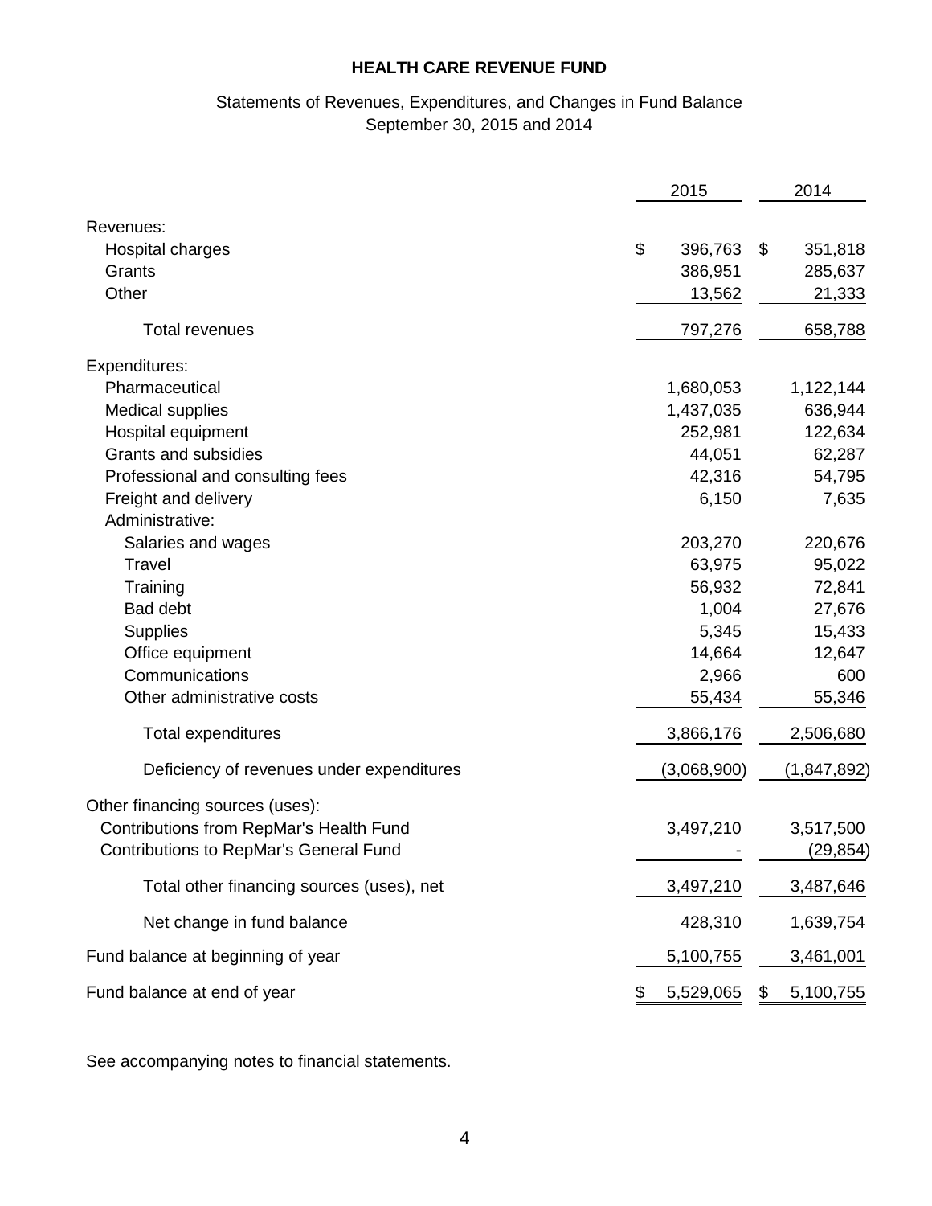**HEALTH CARE REVENUE FUND**

Statements of Revenues, Expenditures, and Changes in Fund Balance
September 30, 2015 and 2014

| | 2015 | 2014 |
|---|---|---|
| Revenues: | | |
| Hospital charges | $ 396,763 | $ 351,818 |
| Grants | 386,951 | 285,637 |
| Other | 13,562 | 21,333 |
| Total revenues | 797,276 | 658,788 |
| Expenditures: | | |
| Pharmaceutical | 1,680,053 | 1,122,144 |
| Medical supplies | 1,437,035 | 636,944 |
| Hospital equipment | 252,981 | 122,634 |
| Grants and subsidies | 44,051 | 62,287 |
| Professional and consulting fees | 42,316 | 54,795 |
| Freight and delivery | 6,150 | 7,635 |
| Administrative: | | |
| Salaries and wages | 203,270 | 220,676 |
| Travel | 63,975 | 95,022 |
| Training | 56,932 | 72,841 |
| Bad debt | 1,004 | 27,676 |
| Supplies | 5,345 | 15,433 |
| Office equipment | 14,664 | 12,647 |
| Communications | 2,966 | 600 |
| Other administrative costs | 55,434 | 55,346 |
| Total expenditures | 3,866,176 | 2,506,680 |
| Deficiency of revenues under expenditures | (3,068,900) | (1,847,892) |
| Other financing sources (uses): | | |
| Contributions from RepMar's Health Fund | 3,497,210 | 3,517,500 |
| Contributions to RepMar's General Fund | - | (29,854) |
| Total other financing sources (uses), net | 3,497,210 | 3,487,646 |
| Net change in fund balance | 428,310 | 1,639,754 |
| Fund balance at beginning of year | 5,100,755 | 3,461,001 |
| Fund balance at end of year | $ 5,529,065 | $ 5,100,755 |

See accompanying notes to financial statements.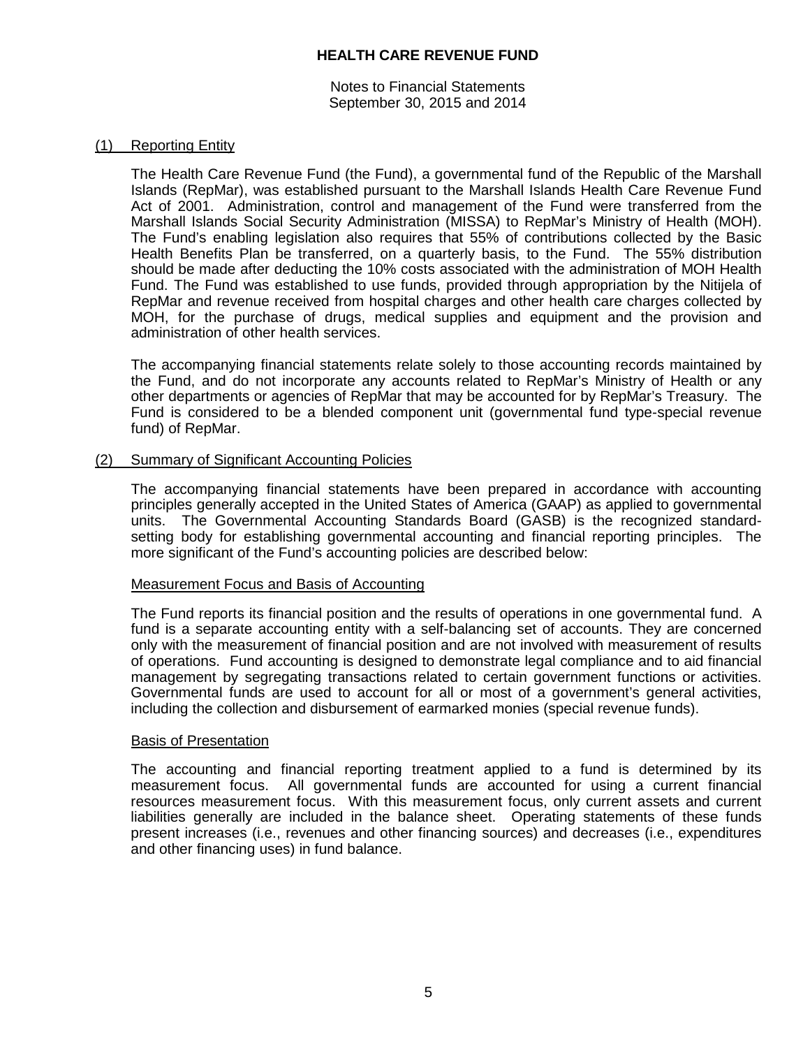# HEALTH CARE REVENUE FUND

Notes to Financial Statements
September 30, 2015 and 2014

## (1) Reporting Entity

The Health Care Revenue Fund (the Fund), a governmental fund of the Republic of the Marshall Islands (RepMar), was established pursuant to the Marshall Islands Health Care Revenue Fund Act of 2001. Administration, control and management of the Fund were transferred from the Marshall Islands Social Security Administration (MISSA) to RepMar's Ministry of Health (MOH). The Fund's enabling legislation also requires that 55% of contributions collected by the Basic Health Benefits Plan be transferred, on a quarterly basis, to the Fund. The 55% distribution should be made after deducting the 10% costs associated with the administration of MOH Health Fund. The Fund was established to use funds, provided through appropriation by the Nitijela of RepMar and revenue received from hospital charges and other health care charges collected by MOH, for the purchase of drugs, medical supplies and equipment and the provision and administration of other health services.

The accompanying financial statements relate solely to those accounting records maintained by the Fund, and do not incorporate any accounts related to RepMar's Ministry of Health or any other departments or agencies of RepMar that may be accounted for by RepMar's Treasury. The Fund is considered to be a blended component unit (governmental fund type-special revenue fund) of RepMar.

## (2) Summary of Significant Accounting Policies

The accompanying financial statements have been prepared in accordance with accounting principles generally accepted in the United States of America (GAAP) as applied to governmental units. The Governmental Accounting Standards Board (GASB) is the recognized standard-setting body for establishing governmental accounting and financial reporting principles. The more significant of the Fund's accounting policies are described below:

### Measurement Focus and Basis of Accounting

The Fund reports its financial position and the results of operations in one governmental fund. A fund is a separate accounting entity with a self-balancing set of accounts. They are concerned only with the measurement of financial position and are not involved with measurement of results of operations. Fund accounting is designed to demonstrate legal compliance and to aid financial management by segregating transactions related to certain government functions or activities. Governmental funds are used to account for all or most of a government's general activities, including the collection and disbursement of earmarked monies (special revenue funds).

### Basis of Presentation

The accounting and financial reporting treatment applied to a fund is determined by its measurement focus. All governmental funds are accounted for using a current financial resources measurement focus. With this measurement focus, only current assets and current liabilities generally are included in the balance sheet. Operating statements of these funds present increases (i.e., revenues and other financing sources) and decreases (i.e., expenditures and other financing uses) in fund balance.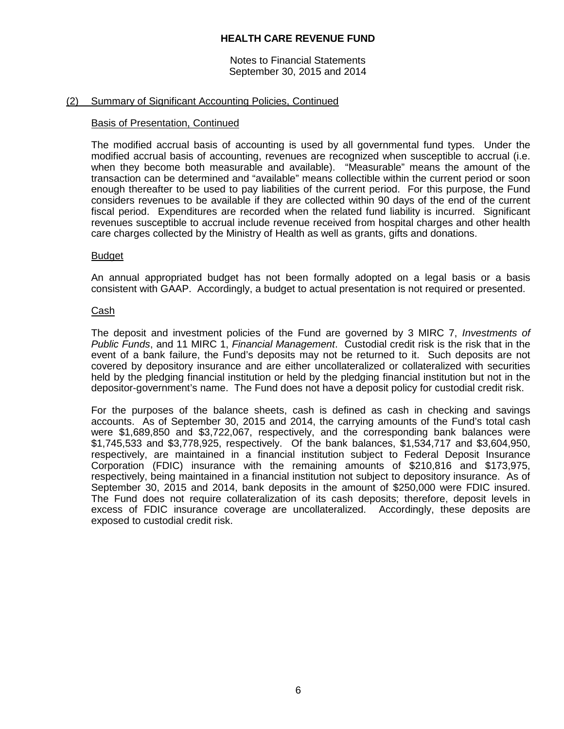## (2) Summary of Significant Accounting Policies, Continued

### Basis of Presentation, Continued

The modified accrual basis of accounting is used by all governmental fund types. Under the modified accrual basis of accounting, revenues are recognized when susceptible to accrual (i.e. when they become both measurable and available). "Measurable" means the amount of the transaction can be determined and "available" means collectible within the current period or soon enough thereafter to be used to pay liabilities of the current period. For this purpose, the Fund considers revenues to be available if they are collected within 90 days of the end of the current fiscal period. Expenditures are recorded when the related fund liability is incurred. Significant revenues susceptible to accrual include revenue received from hospital charges and other health care charges collected by the Ministry of Health as well as grants, gifts and donations.

### Budget

An annual appropriated budget has not been formally adopted on a legal basis or a basis consistent with GAAP. Accordingly, a budget to actual presentation is not required or presented.

### Cash

The deposit and investment policies of the Fund are governed by 3 MIRC 7, *Investments of Public Funds*, and 11 MIRC 1, *Financial Management*. Custodial credit risk is the risk that in the event of a bank failure, the Fund's deposits may not be returned to it. Such deposits are not covered by depository insurance and are either uncollateralized or collateralized with securities held by the pledging financial institution or held by the pledging financial institution but not in the depositor-government's name. The Fund does not have a deposit policy for custodial credit risk.

For the purposes of the balance sheets, cash is defined as cash in checking and savings accounts. As of September 30, 2015 and 2014, the carrying amounts of the Fund's total cash were $1,689,850 and $3,722,067, respectively, and the corresponding bank balances were $1,745,533 and $3,778,925, respectively. Of the bank balances, $1,534,717 and $3,604,950, respectively, are maintained in a financial institution subject to Federal Deposit Insurance Corporation (FDIC) insurance with the remaining amounts of $210,816 and $173,975, respectively, being maintained in a financial institution not subject to depository insurance. As of September 30, 2015 and 2014, bank deposits in the amount of $250,000 were FDIC insured. The Fund does not require collateralization of its cash deposits; therefore, deposit levels in excess of FDIC insurance coverage are uncollateralized. Accordingly, these deposits are exposed to custodial credit risk.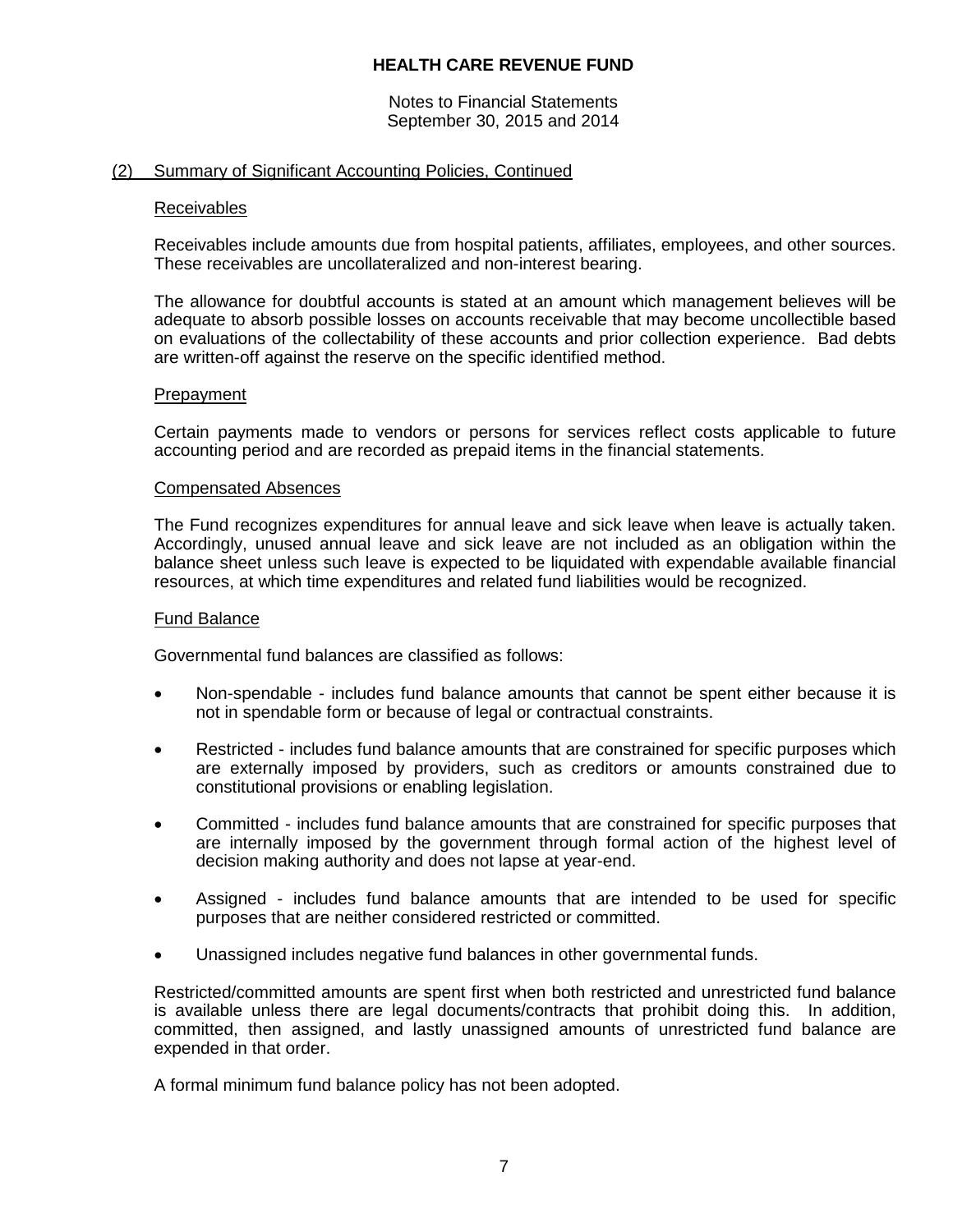## (2) Summary of Significant Accounting Policies, Continued

### Receivables

Receivables include amounts due from hospital patients, affiliates, employees, and other sources. These receivables are uncollateralized and non-interest bearing.

The allowance for doubtful accounts is stated at an amount which management believes will be adequate to absorb possible losses on accounts receivable that may become uncollectible based on evaluations of the collectability of these accounts and prior collection experience. Bad debts are written-off against the reserve on the specific identified method.

### Prepayment

Certain payments made to vendors or persons for services reflect costs applicable to future accounting period and are recorded as prepaid items in the financial statements.

### Compensated Absences

The Fund recognizes expenditures for annual leave and sick leave when leave is actually taken. Accordingly, unused annual leave and sick leave are not included as an obligation within the balance sheet unless such leave is expected to be liquidated with expendable available financial resources, at which time expenditures and related fund liabilities would be recognized.

### Fund Balance

Governmental fund balances are classified as follows:

- Non-spendable - includes fund balance amounts that cannot be spent either because it is not in spendable form or because of legal or contractual constraints.
- Restricted - includes fund balance amounts that are constrained for specific purposes which are externally imposed by providers, such as creditors or amounts constrained due to constitutional provisions or enabling legislation.
- Committed - includes fund balance amounts that are constrained for specific purposes that are internally imposed by the government through formal action of the highest level of decision making authority and does not lapse at year-end.
- Assigned - includes fund balance amounts that are intended to be used for specific purposes that are neither considered restricted or committed.
- Unassigned includes negative fund balances in other governmental funds.

Restricted/committed amounts are spent first when both restricted and unrestricted fund balance is available unless there are legal documents/contracts that prohibit doing this. In addition, committed, then assigned, and lastly unassigned amounts of unrestricted fund balance are expended in that order.

A formal minimum fund balance policy has not been adopted.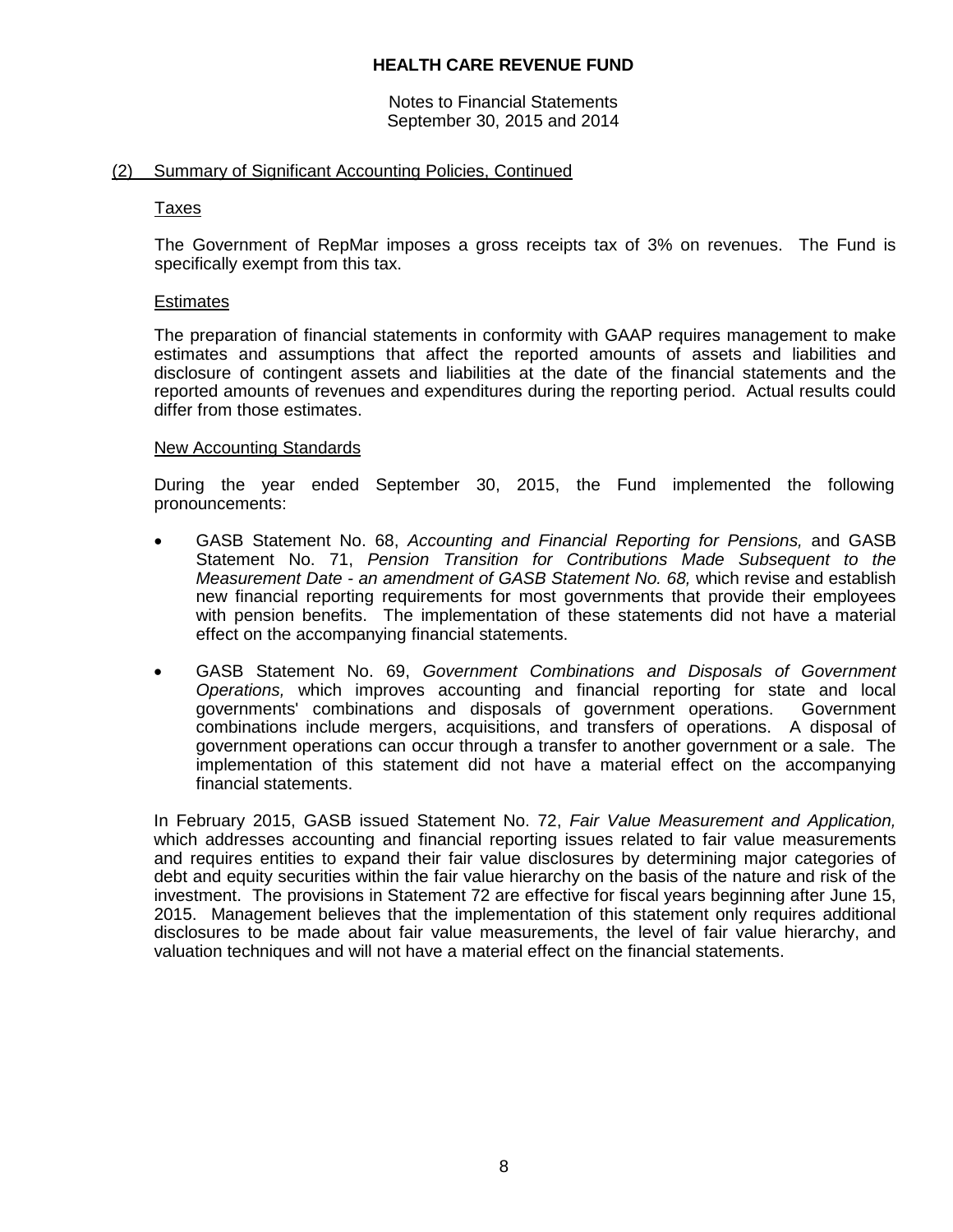## (2) Summary of Significant Accounting Policies, Continued

### Taxes

The Government of RepMar imposes a gross receipts tax of 3% on revenues. The Fund is specifically exempt from this tax.

### Estimates

The preparation of financial statements in conformity with GAAP requires management to make estimates and assumptions that affect the reported amounts of assets and liabilities and disclosure of contingent assets and liabilities at the date of the financial statements and the reported amounts of revenues and expenditures during the reporting period. Actual results could differ from those estimates.

### New Accounting Standards

During the year ended September 30, 2015, the Fund implemented the following pronouncements:

- GASB Statement No. 68, *Accounting and Financial Reporting for Pensions,* and GASB Statement No. 71, *Pension Transition for Contributions Made Subsequent to the Measurement Date - an amendment of GASB Statement No. 68,* which revise and establish new financial reporting requirements for most governments that provide their employees with pension benefits. The implementation of these statements did not have a material effect on the accompanying financial statements.

- GASB Statement No. 69, *Government Combinations and Disposals of Government Operations,* which improves accounting and financial reporting for state and local governments' combinations and disposals of government operations. Government combinations include mergers, acquisitions, and transfers of operations. A disposal of government operations can occur through a transfer to another government or a sale. The implementation of this statement did not have a material effect on the accompanying financial statements.

In February 2015, GASB issued Statement No. 72, *Fair Value Measurement and Application,* which addresses accounting and financial reporting issues related to fair value measurements and requires entities to expand their fair value disclosures by determining major categories of debt and equity securities within the fair value hierarchy on the basis of the nature and risk of the investment. The provisions in Statement 72 are effective for fiscal years beginning after June 15, 2015. Management believes that the implementation of this statement only requires additional disclosures to be made about fair value measurements, the level of fair value hierarchy, and valuation techniques and will not have a material effect on the financial statements.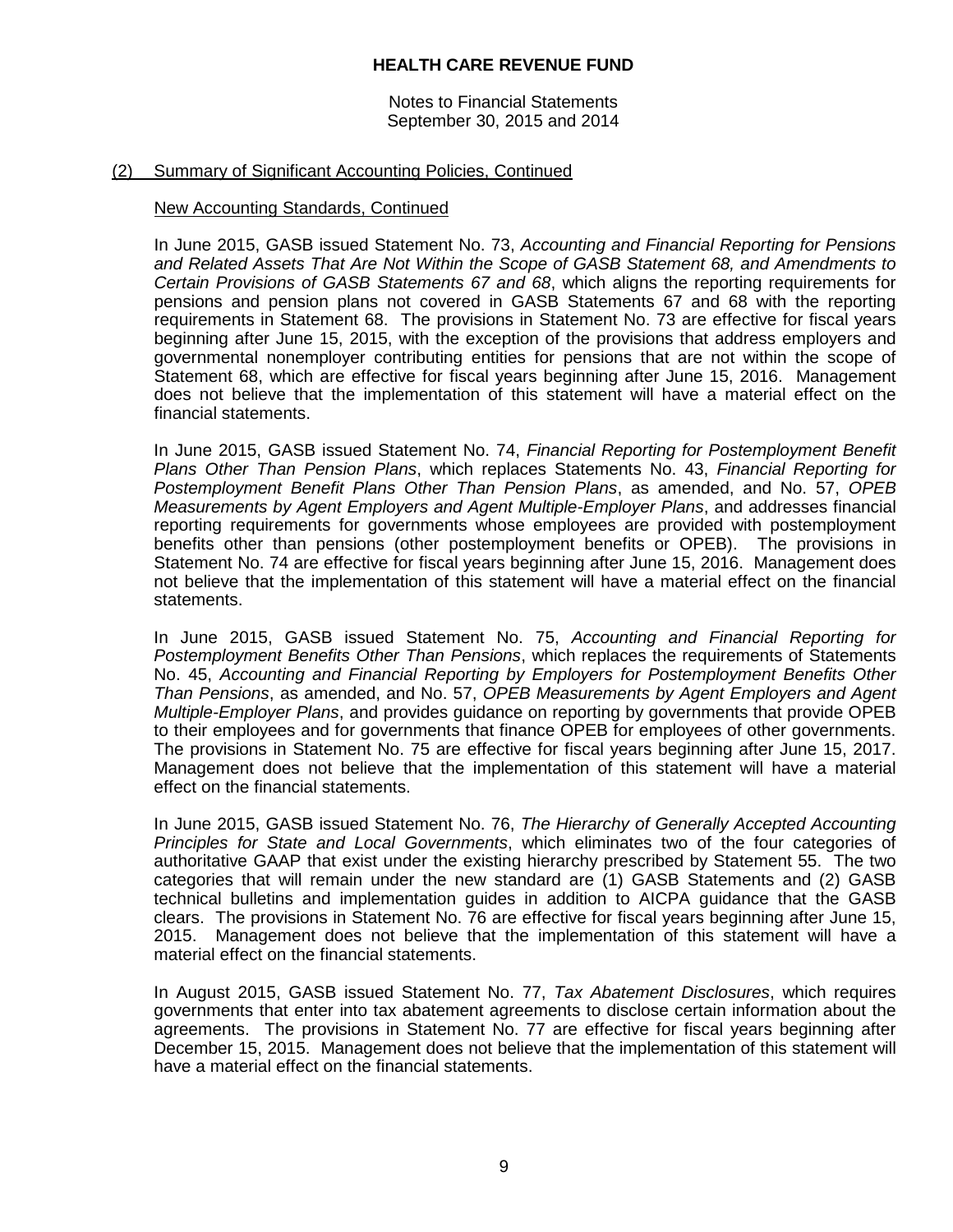## (2) Summary of Significant Accounting Policies, Continued

### New Accounting Standards, Continued

In June 2015, GASB issued Statement No. 73, *Accounting and Financial Reporting for Pensions and Related Assets That Are Not Within the Scope of GASB Statement 68, and Amendments to Certain Provisions of GASB Statements 67 and 68*, which aligns the reporting requirements for pensions and pension plans not covered in GASB Statements 67 and 68 with the reporting requirements in Statement 68. The provisions in Statement No. 73 are effective for fiscal years beginning after June 15, 2015, with the exception of the provisions that address employers and governmental nonemployer contributing entities for pensions that are not within the scope of Statement 68, which are effective for fiscal years beginning after June 15, 2016. Management does not believe that the implementation of this statement will have a material effect on the financial statements.

In June 2015, GASB issued Statement No. 74, *Financial Reporting for Postemployment Benefit Plans Other Than Pension Plans*, which replaces Statements No. 43, *Financial Reporting for Postemployment Benefit Plans Other Than Pension Plans*, as amended, and No. 57, *OPEB Measurements by Agent Employers and Agent Multiple-Employer Plans*, and addresses financial reporting requirements for governments whose employees are provided with postemployment benefits other than pensions (other postemployment benefits or OPEB). The provisions in Statement No. 74 are effective for fiscal years beginning after June 15, 2016. Management does not believe that the implementation of this statement will have a material effect on the financial statements.

In June 2015, GASB issued Statement No. 75, *Accounting and Financial Reporting for Postemployment Benefits Other Than Pensions*, which replaces the requirements of Statements No. 45, *Accounting and Financial Reporting by Employers for Postemployment Benefits Other Than Pensions*, as amended, and No. 57, *OPEB Measurements by Agent Employers and Agent Multiple-Employer Plans*, and provides guidance on reporting by governments that provide OPEB to their employees and for governments that finance OPEB for employees of other governments. The provisions in Statement No. 75 are effective for fiscal years beginning after June 15, 2017. Management does not believe that the implementation of this statement will have a material effect on the financial statements.

In June 2015, GASB issued Statement No. 76, *The Hierarchy of Generally Accepted Accounting Principles for State and Local Governments*, which eliminates two of the four categories of authoritative GAAP that exist under the existing hierarchy prescribed by Statement 55. The two categories that will remain under the new standard are (1) GASB Statements and (2) GASB technical bulletins and implementation guides in addition to AICPA guidance that the GASB clears. The provisions in Statement No. 76 are effective for fiscal years beginning after June 15, 2015. Management does not believe that the implementation of this statement will have a material effect on the financial statements.

In August 2015, GASB issued Statement No. 77, *Tax Abatement Disclosures*, which requires governments that enter into tax abatement agreements to disclose certain information about the agreements. The provisions in Statement No. 77 are effective for fiscal years beginning after December 15, 2015. Management does not believe that the implementation of this statement will have a material effect on the financial statements.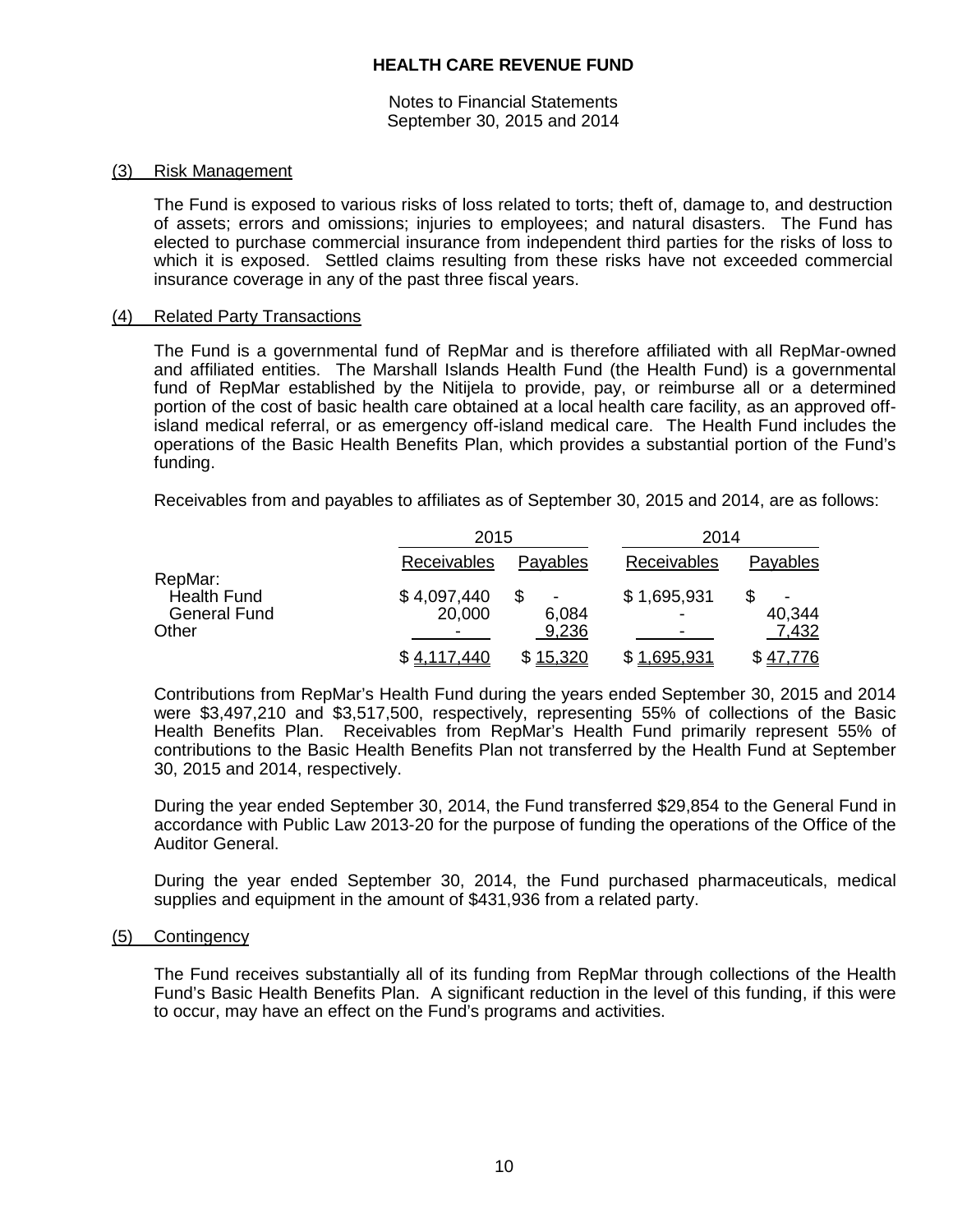# HEALTH CARE REVENUE FUND

Notes to Financial Statements
September 30, 2015 and 2014

## (3) Risk Management

The Fund is exposed to various risks of loss related to torts; theft of, damage to, and destruction of assets; errors and omissions; injuries to employees; and natural disasters. The Fund has elected to purchase commercial insurance from independent third parties for the risks of loss to which it is exposed. Settled claims resulting from these risks have not exceeded commercial insurance coverage in any of the past three fiscal years.

## (4) Related Party Transactions

The Fund is a governmental fund of RepMar and is therefore affiliated with all RepMar-owned and affiliated entities. The Marshall Islands Health Fund (the Health Fund) is a governmental fund of RepMar established by the Nitijela to provide, pay, or reimburse all or a determined portion of the cost of basic health care obtained at a local health care facility, as an approved off-island medical referral, or as emergency off-island medical care. The Health Fund includes the operations of the Basic Health Benefits Plan, which provides a substantial portion of the Fund's funding.

Receivables from and payables to affiliates as of September 30, 2015 and 2014, are as follows:

| | 2015 | | 2014 | |
|---|---|---|---|---|
| | Receivables | Payables | Receivables | Payables |
| RepMar: | | | | |
| Health Fund | $ 4,097,440 | $ - | $ 1,695,931 | $ - |
| General Fund | 20,000 | 6,084 | - | 40,344 |
| Other | - | 9,236 | - | 7,432 |
| | $ 4,117,440 | $ 15,320 | $ 1,695,931 | $ 47,776 |

Contributions from RepMar's Health Fund during the years ended September 30, 2015 and 2014 were $3,497,210 and $3,517,500, respectively, representing 55% of collections of the Basic Health Benefits Plan. Receivables from RepMar's Health Fund primarily represent 55% of contributions to the Basic Health Benefits Plan not transferred by the Health Fund at September 30, 2015 and 2014, respectively.

During the year ended September 30, 2014, the Fund transferred $29,854 to the General Fund in accordance with Public Law 2013-20 for the purpose of funding the operations of the Office of the Auditor General.

During the year ended September 30, 2014, the Fund purchased pharmaceuticals, medical supplies and equipment in the amount of $431,936 from a related party.

## (5) Contingency

The Fund receives substantially all of its funding from RepMar through collections of the Health Fund's Basic Health Benefits Plan. A significant reduction in the level of this funding, if this were to occur, may have an effect on the Fund's programs and activities.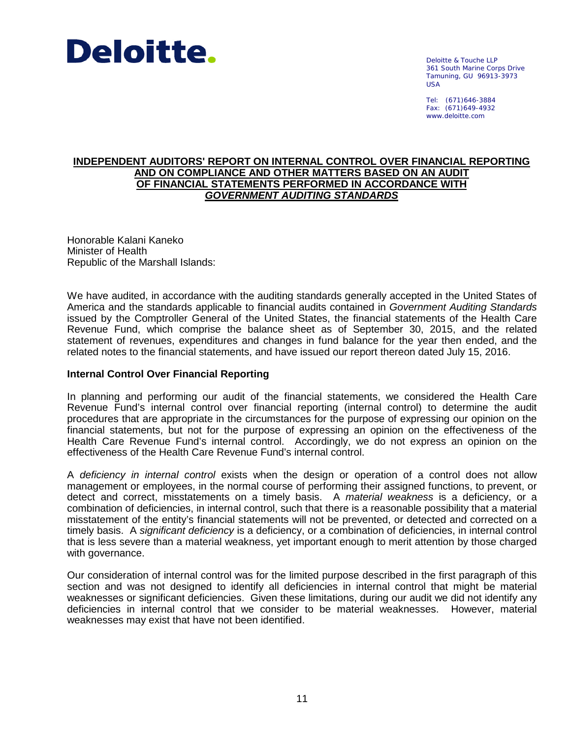**Deloitte.**

Deloitte & Touche LLP
361 South Marine Corps Drive
Tamuning, GU 96913-3973
USA

Tel: (671)646-3884
Fax: (671)649-4932
www.deloitte.com

## INDEPENDENT AUDITORS' REPORT ON INTERNAL CONTROL OVER FINANCIAL REPORTING AND ON COMPLIANCE AND OTHER MATTERS BASED ON AN AUDIT OF FINANCIAL STATEMENTS PERFORMED IN ACCORDANCE WITH *GOVERNMENT AUDITING STANDARDS*

Honorable Kalani Kaneko
Minister of Health
Republic of the Marshall Islands:

We have audited, in accordance with the auditing standards generally accepted in the United States of America and the standards applicable to financial audits contained in *Government Auditing Standards* issued by the Comptroller General of the United States, the financial statements of the Health Care Revenue Fund, which comprise the balance sheet as of September 30, 2015, and the related statement of revenues, expenditures and changes in fund balance for the year then ended, and the related notes to the financial statements, and have issued our report thereon dated July 15, 2016.

### Internal Control Over Financial Reporting

In planning and performing our audit of the financial statements, we considered the Health Care Revenue Fund's internal control over financial reporting (internal control) to determine the audit procedures that are appropriate in the circumstances for the purpose of expressing our opinion on the financial statements, but not for the purpose of expressing an opinion on the effectiveness of the Health Care Revenue Fund's internal control. Accordingly, we do not express an opinion on the effectiveness of the Health Care Revenue Fund's internal control.

A *deficiency in internal control* exists when the design or operation of a control does not allow management or employees, in the normal course of performing their assigned functions, to prevent, or detect and correct, misstatements on a timely basis. A *material weakness* is a deficiency, or a combination of deficiencies, in internal control, such that there is a reasonable possibility that a material misstatement of the entity's financial statements will not be prevented, or detected and corrected on a timely basis. A *significant deficiency* is a deficiency, or a combination of deficiencies, in internal control that is less severe than a material weakness, yet important enough to merit attention by those charged with governance.

Our consideration of internal control was for the limited purpose described in the first paragraph of this section and was not designed to identify all deficiencies in internal control that might be material weaknesses or significant deficiencies. Given these limitations, during our audit we did not identify any deficiencies in internal control that we consider to be material weaknesses. However, material weaknesses may exist that have not been identified.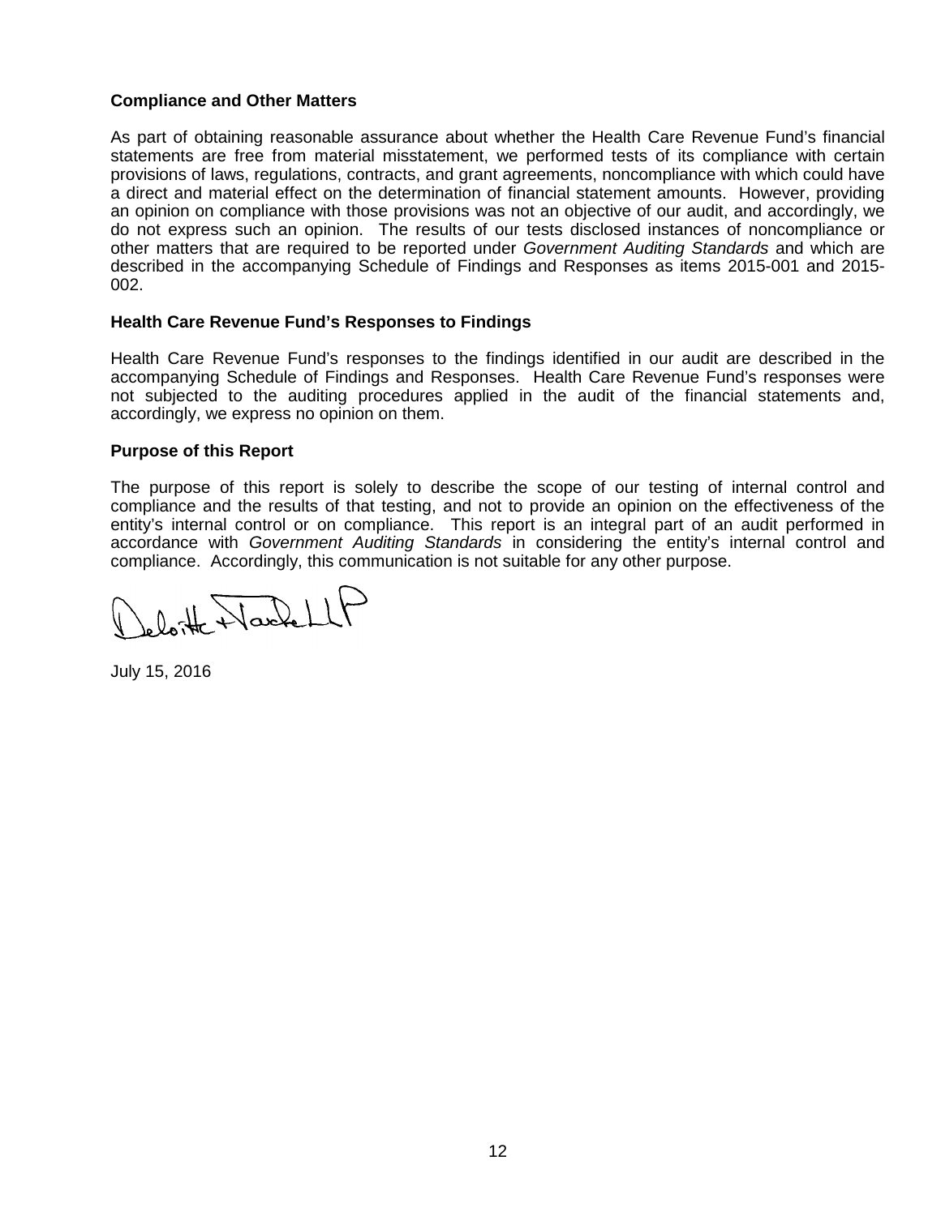**Compliance and Other Matters**

As part of obtaining reasonable assurance about whether the Health Care Revenue Fund's financial statements are free from material misstatement, we performed tests of its compliance with certain provisions of laws, regulations, contracts, and grant agreements, noncompliance with which could have a direct and material effect on the determination of financial statement amounts. However, providing an opinion on compliance with those provisions was not an objective of our audit, and accordingly, we do not express such an opinion. The results of our tests disclosed instances of noncompliance or other matters that are required to be reported under *Government Auditing Standards* and which are described in the accompanying Schedule of Findings and Responses as items 2015-001 and 2015-002.

**Health Care Revenue Fund's Responses to Findings**

Health Care Revenue Fund's responses to the findings identified in our audit are described in the accompanying Schedule of Findings and Responses. Health Care Revenue Fund's responses were not subjected to the auditing procedures applied in the audit of the financial statements and, accordingly, we express no opinion on them.

**Purpose of this Report**

The purpose of this report is solely to describe the scope of our testing of internal control and compliance and the results of that testing, and not to provide an opinion on the effectiveness of the entity's internal control or on compliance. This report is an integral part of an audit performed in accordance with *Government Auditing Standards* in considering the entity's internal control and compliance. Accordingly, this communication is not suitable for any other purpose.

Deloitte & Touche LLP

July 15, 2016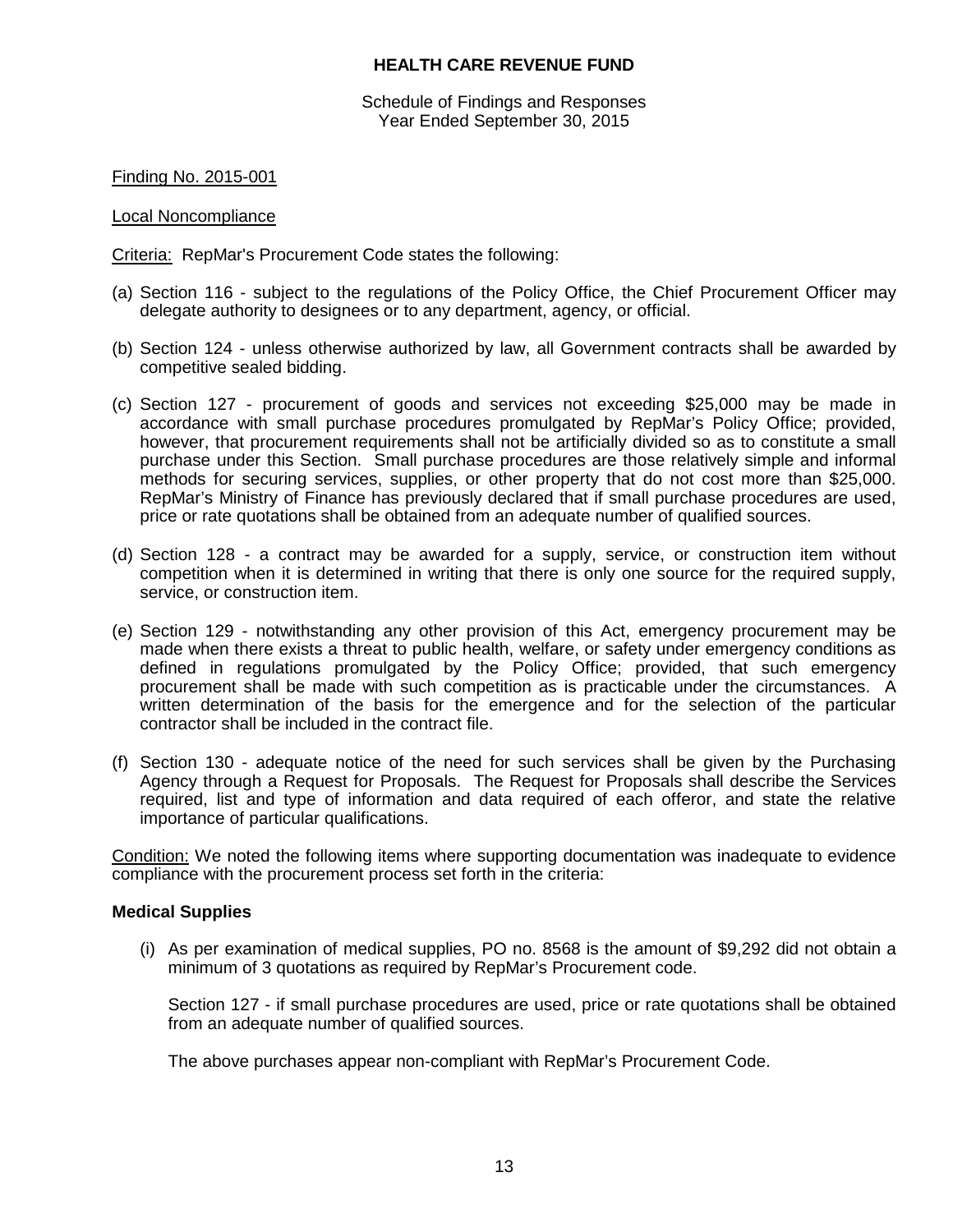**HEALTH CARE REVENUE FUND**

Schedule of Findings and Responses
Year Ended September 30, 2015

Finding No. 2015-001

Local Noncompliance

Criteria: RepMar's Procurement Code states the following:

(a) Section 116 - subject to the regulations of the Policy Office, the Chief Procurement Officer may delegate authority to designees or to any department, agency, or official.

(b) Section 124 - unless otherwise authorized by law, all Government contracts shall be awarded by competitive sealed bidding.

(c) Section 127 - procurement of goods and services not exceeding $25,000 may be made in accordance with small purchase procedures promulgated by RepMar's Policy Office; provided, however, that procurement requirements shall not be artificially divided so as to constitute a small purchase under this Section. Small purchase procedures are those relatively simple and informal methods for securing services, supplies, or other property that do not cost more than $25,000. RepMar's Ministry of Finance has previously declared that if small purchase procedures are used, price or rate quotations shall be obtained from an adequate number of qualified sources.

(d) Section 128 - a contract may be awarded for a supply, service, or construction item without competition when it is determined in writing that there is only one source for the required supply, service, or construction item.

(e) Section 129 - notwithstanding any other provision of this Act, emergency procurement may be made when there exists a threat to public health, welfare, or safety under emergency conditions as defined in regulations promulgated by the Policy Office; provided, that such emergency procurement shall be made with such competition as is practicable under the circumstances. A written determination of the basis for the emergence and for the selection of the particular contractor shall be included in the contract file.

(f) Section 130 - adequate notice of the need for such services shall be given by the Purchasing Agency through a Request for Proposals. The Request for Proposals shall describe the Services required, list and type of information and data required of each offeror, and state the relative importance of particular qualifications.

Condition: We noted the following items where supporting documentation was inadequate to evidence compliance with the procurement process set forth in the criteria:

**Medical Supplies**

(i) As per examination of medical supplies, PO no. 8568 is the amount of $9,292 did not obtain a minimum of 3 quotations as required by RepMar's Procurement code.

   Section 127 - if small purchase procedures are used, price or rate quotations shall be obtained from an adequate number of qualified sources.

   The above purchases appear non-compliant with RepMar's Procurement Code.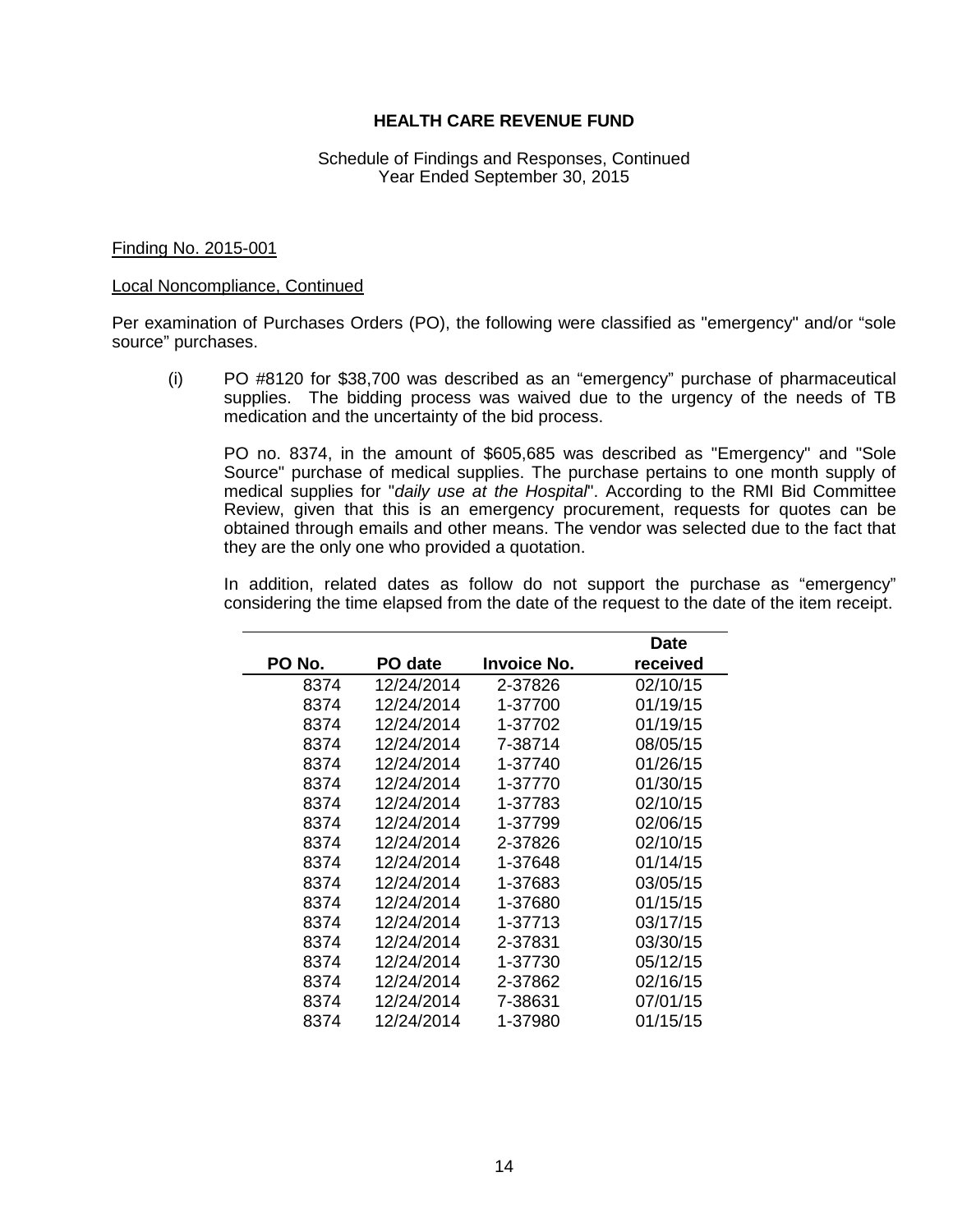**HEALTH CARE REVENUE FUND**

Schedule of Findings and Responses, Continued
Year Ended September 30, 2015

Finding No. 2015-001

Local Noncompliance, Continued

Per examination of Purchases Orders (PO), the following were classified as "emergency" and/or "sole source" purchases.

(i) PO #8120 for $38,700 was described as an "emergency" purchase of pharmaceutical supplies. The bidding process was waived due to the urgency of the needs of TB medication and the uncertainty of the bid process.

PO no. 8374, in the amount of $605,685 was described as "Emergency" and "Sole Source" purchase of medical supplies. The purchase pertains to one month supply of medical supplies for "*daily use at the Hospital*". According to the RMI Bid Committee Review, given that this is an emergency procurement, requests for quotes can be obtained through emails and other means. The vendor was selected due to the fact that they are the only one who provided a quotation.

In addition, related dates as follow do not support the purchase as "emergency" considering the time elapsed from the date of the request to the date of the item receipt.

| PO No. | PO date | Invoice No. | Date received |
|---|---|---|---|
| 8374 | 12/24/2014 | 2-37826 | 02/10/15 |
| 8374 | 12/24/2014 | 1-37700 | 01/19/15 |
| 8374 | 12/24/2014 | 1-37702 | 01/19/15 |
| 8374 | 12/24/2014 | 7-38714 | 08/05/15 |
| 8374 | 12/24/2014 | 1-37740 | 01/26/15 |
| 8374 | 12/24/2014 | 1-37770 | 01/30/15 |
| 8374 | 12/24/2014 | 1-37783 | 02/10/15 |
| 8374 | 12/24/2014 | 1-37799 | 02/06/15 |
| 8374 | 12/24/2014 | 2-37826 | 02/10/15 |
| 8374 | 12/24/2014 | 1-37648 | 01/14/15 |
| 8374 | 12/24/2014 | 1-37683 | 03/05/15 |
| 8374 | 12/24/2014 | 1-37680 | 01/15/15 |
| 8374 | 12/24/2014 | 1-37713 | 03/17/15 |
| 8374 | 12/24/2014 | 2-37831 | 03/30/15 |
| 8374 | 12/24/2014 | 1-37730 | 05/12/15 |
| 8374 | 12/24/2014 | 2-37862 | 02/16/15 |
| 8374 | 12/24/2014 | 7-38631 | 07/01/15 |
| 8374 | 12/24/2014 | 1-37980 | 01/15/15 |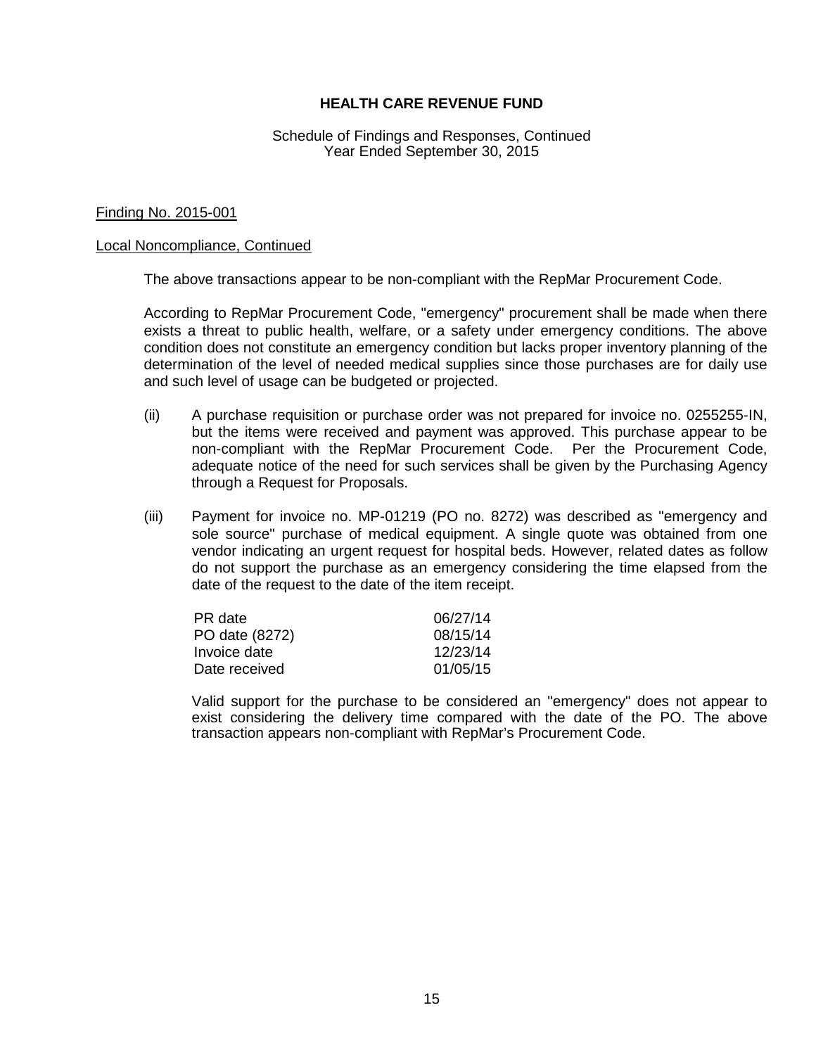# HEALTH CARE REVENUE FUND

Schedule of Findings and Responses, Continued
Year Ended September 30, 2015

Finding No. 2015-001

Local Noncompliance, Continued

The above transactions appear to be non-compliant with the RepMar Procurement Code.

According to RepMar Procurement Code, "emergency" procurement shall be made when there exists a threat to public health, welfare, or a safety under emergency conditions. The above condition does not constitute an emergency condition but lacks proper inventory planning of the determination of the level of needed medical supplies since those purchases are for daily use and such level of usage can be budgeted or projected.

(ii) A purchase requisition or purchase order was not prepared for invoice no. 0255255-IN, but the items were received and payment was approved. This purchase appear to be non-compliant with the RepMar Procurement Code. Per the Procurement Code, adequate notice of the need for such services shall be given by the Purchasing Agency through a Request for Proposals.

(iii) Payment for invoice no. MP-01219 (PO no. 8272) was described as "emergency and sole source" purchase of medical equipment. A single quote was obtained from one vendor indicating an urgent request for hospital beds. However, related dates as follow do not support the purchase as an emergency considering the time elapsed from the date of the request to the date of the item receipt.

| | |
|---|---|
| PR date | 06/27/14 |
| PO date (8272) | 08/15/14 |
| Invoice date | 12/23/14 |
| Date received | 01/05/15 |

Valid support for the purchase to be considered an "emergency" does not appear to exist considering the delivery time compared with the date of the PO. The above transaction appears non-compliant with RepMar's Procurement Code.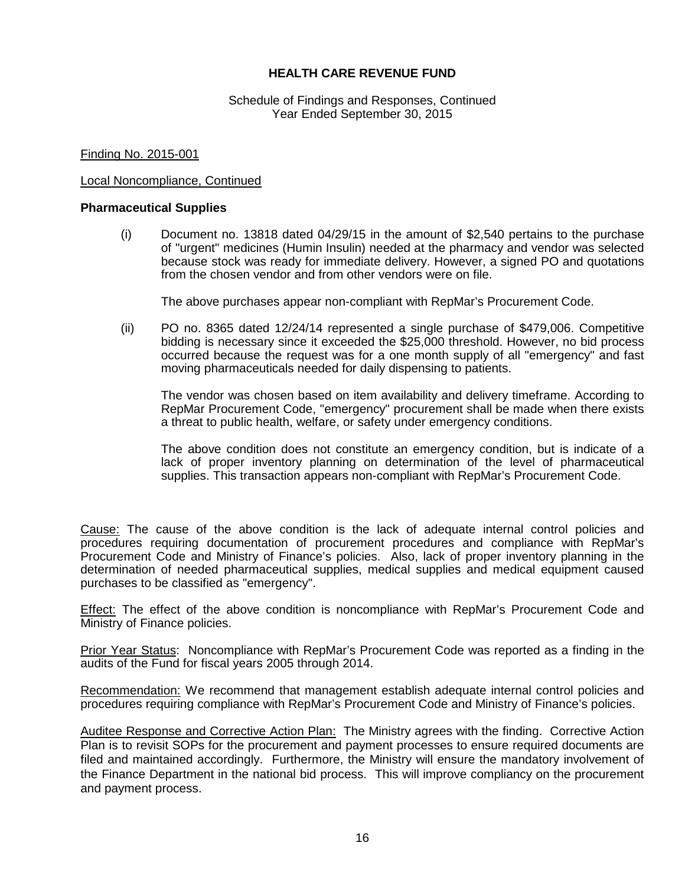# HEALTH CARE REVENUE FUND

Schedule of Findings and Responses, Continued
Year Ended September 30, 2015

Finding No. 2015-001

Local Noncompliance, Continued

**Pharmaceutical Supplies**

(i) Document no. 13818 dated 04/29/15 in the amount of $2,540 pertains to the purchase of "urgent" medicines (Humin Insulin) needed at the pharmacy and vendor was selected because stock was ready for immediate delivery. However, a signed PO and quotations from the chosen vendor and from other vendors were on file.

The above purchases appear non-compliant with RepMar's Procurement Code.

(ii) PO no. 8365 dated 12/24/14 represented a single purchase of $479,006. Competitive bidding is necessary since it exceeded the $25,000 threshold. However, no bid process occurred because the request was for a one month supply of all "emergency" and fast moving pharmaceuticals needed for daily dispensing to patients.

The vendor was chosen based on item availability and delivery timeframe. According to RepMar Procurement Code, "emergency" procurement shall be made when there exists a threat to public health, welfare, or safety under emergency conditions.

The above condition does not constitute an emergency condition, but is indicate of a lack of proper inventory planning on determination of the level of pharmaceutical supplies. This transaction appears non-compliant with RepMar's Procurement Code.

Cause: The cause of the above condition is the lack of adequate internal control policies and procedures requiring documentation of procurement procedures and compliance with RepMar's Procurement Code and Ministry of Finance's policies. Also, lack of proper inventory planning in the determination of needed pharmaceutical supplies, medical supplies and medical equipment caused purchases to be classified as "emergency".

Effect: The effect of the above condition is noncompliance with RepMar's Procurement Code and Ministry of Finance policies.

Prior Year Status: Noncompliance with RepMar's Procurement Code was reported as a finding in the audits of the Fund for fiscal years 2005 through 2014.

Recommendation: We recommend that management establish adequate internal control policies and procedures requiring compliance with RepMar's Procurement Code and Ministry of Finance's policies.

Auditee Response and Corrective Action Plan: The Ministry agrees with the finding. Corrective Action Plan is to revisit SOPs for the procurement and payment processes to ensure required documents are filed and maintained accordingly. Furthermore, the Ministry will ensure the mandatory involvement of the Finance Department in the national bid process. This will improve compliancy on the procurement and payment process.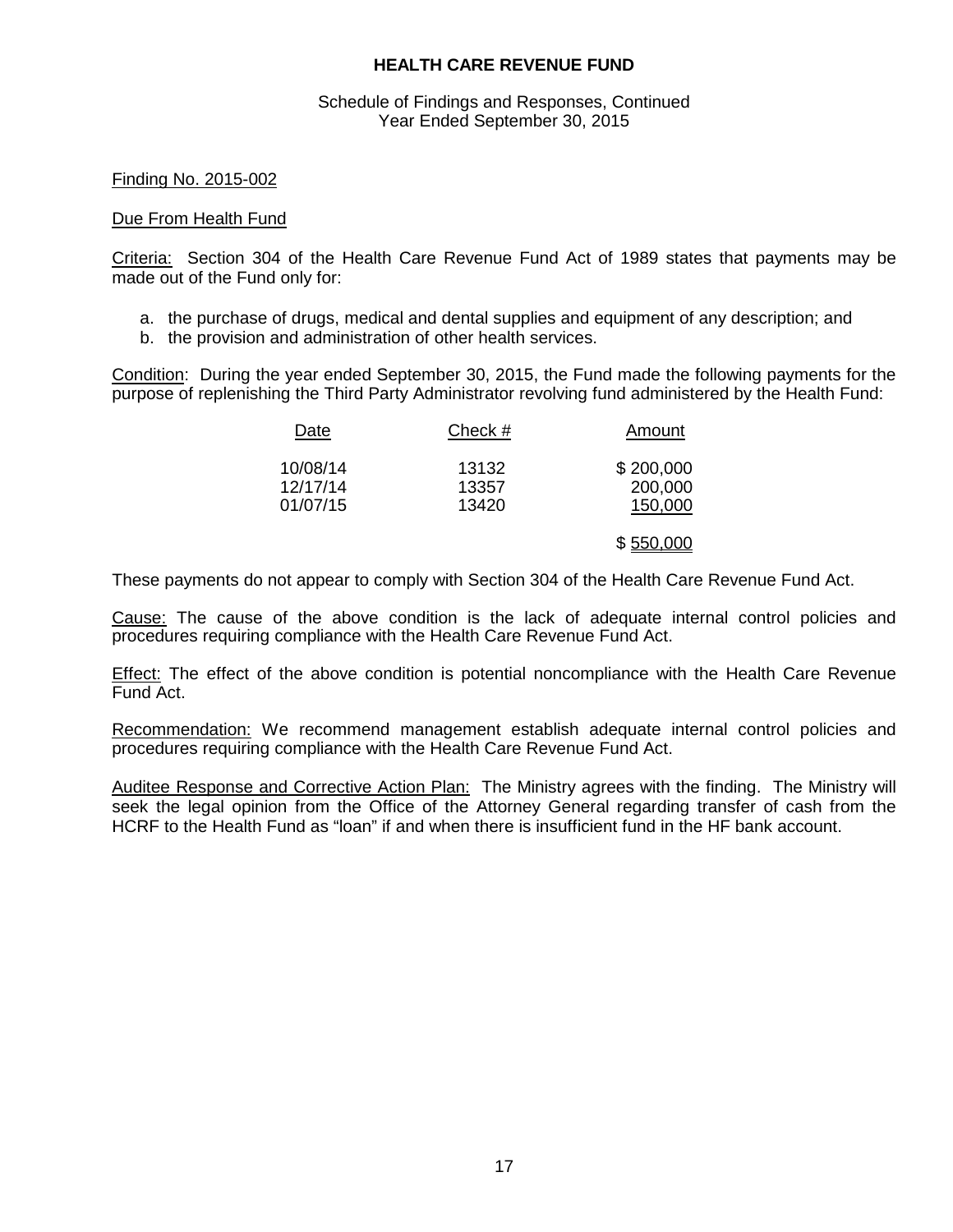**HEALTH CARE REVENUE FUND**

Schedule of Findings and Responses, Continued
Year Ended September 30, 2015

Finding No. 2015-002

Due From Health Fund

Criteria: Section 304 of the Health Care Revenue Fund Act of 1989 states that payments may be made out of the Fund only for:

a. the purchase of drugs, medical and dental supplies and equipment of any description; and
b. the provision and administration of other health services.

Condition: During the year ended September 30, 2015, the Fund made the following payments for the purpose of replenishing the Third Party Administrator revolving fund administered by the Health Fund:

| Date | Check # | Amount |
|---|---|---|
| 10/08/14 | 13132 | $ 200,000 |
| 12/17/14 | 13357 | 200,000 |
| 01/07/15 | 13420 | 150,000 |
| | | $ 550,000 |

These payments do not appear to comply with Section 304 of the Health Care Revenue Fund Act.

Cause: The cause of the above condition is the lack of adequate internal control policies and procedures requiring compliance with the Health Care Revenue Fund Act.

Effect: The effect of the above condition is potential noncompliance with the Health Care Revenue Fund Act.

Recommendation: We recommend management establish adequate internal control policies and procedures requiring compliance with the Health Care Revenue Fund Act.

Auditee Response and Corrective Action Plan: The Ministry agrees with the finding. The Ministry will seek the legal opinion from the Office of the Attorney General regarding transfer of cash from the HCRF to the Health Fund as "loan" if and when there is insufficient fund in the HF bank account.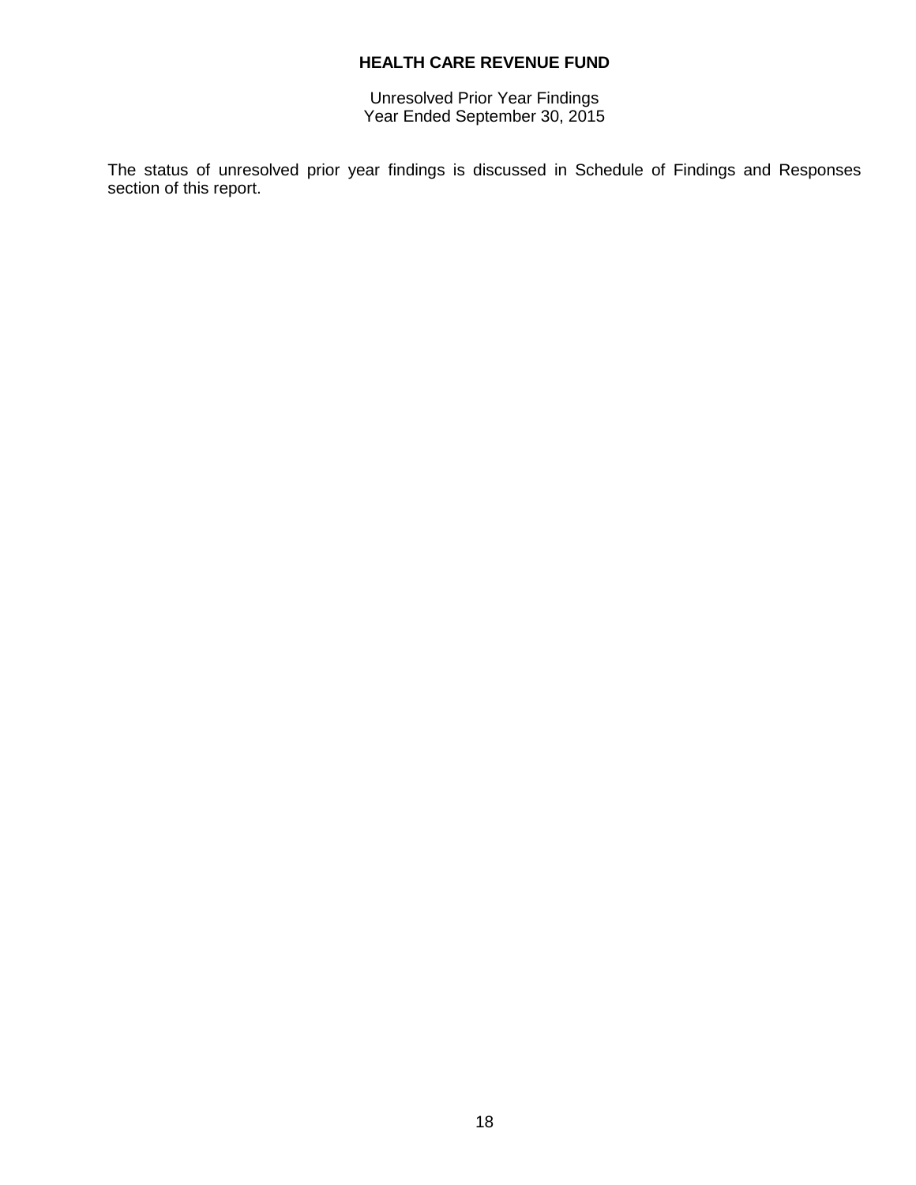**HEALTH CARE REVENUE FUND**

Unresolved Prior Year Findings
Year Ended September 30, 2015

The status of unresolved prior year findings is discussed in Schedule of Findings and Responses section of this report.